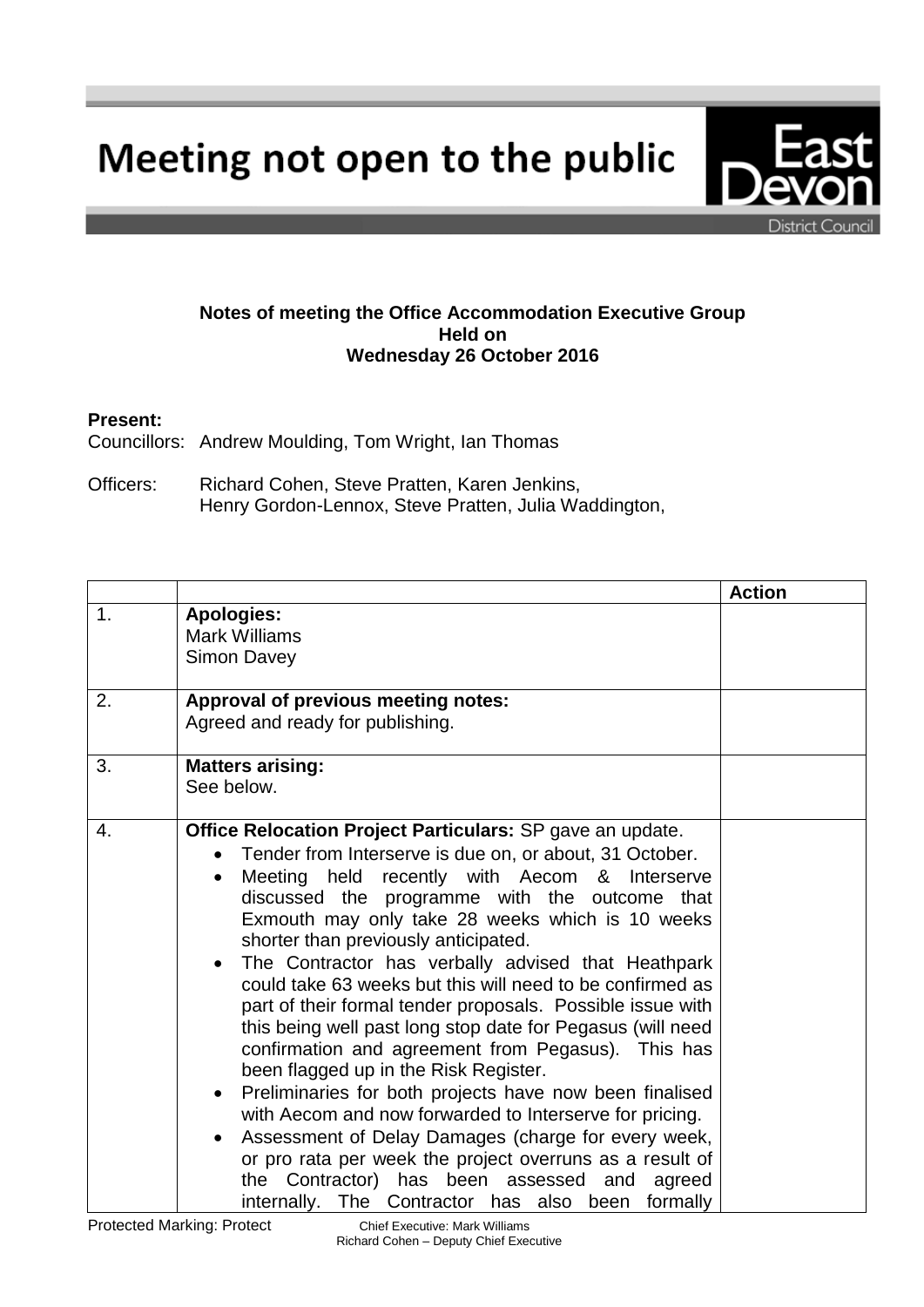# Meeting not open to the public

East Devon District Council

**Notes of meeting the Office Accommodation Executive Group**
**Held on**
**Wednesday 26 October 2016**

**Present:**
Councillors: Andrew Moulding, Tom Wright, Ian Thomas

Officers: Richard Cohen, Steve Pratten, Karen Jenkins, Henry Gordon-Lennox, Steve Pratten, Julia Waddington,

| | | Action |
|---|---|---|
| 1. | **Apologies:**<br>Mark Williams<br>Simon Davey | |
| 2. | **Approval of previous meeting notes:**<br>Agreed and ready for publishing. | |
| 3. | **Matters arising:**<br>See below. | |
| 4. | **Office Relocation Project Particulars:** SP gave an update.<br>• Tender from Interserve is due on, or about, 31 October.<br>• Meeting held recently with Aecom & Interserve discussed the programme with the outcome that Exmouth may only take 28 weeks which is 10 weeks shorter than previously anticipated.<br>• The Contractor has verbally advised that Heathpark could take 63 weeks but this will need to be confirmed as part of their formal tender proposals. Possible issue with this being well past long stop date for Pegasus (will need confirmation and agreement from Pegasus). This has been flagged up in the Risk Register.<br>• Preliminaries for both projects have now been finalised with Aecom and now forwarded to Interserve for pricing.<br>• Assessment of Delay Damages (charge for every week, or pro rata per week the project overruns as a result of the Contractor) has been assessed and agreed internally. The Contractor has also been formally | |

Protected Marking: Protect

Chief Executive: Mark Williams
Richard Cohen – Deputy Chief Executive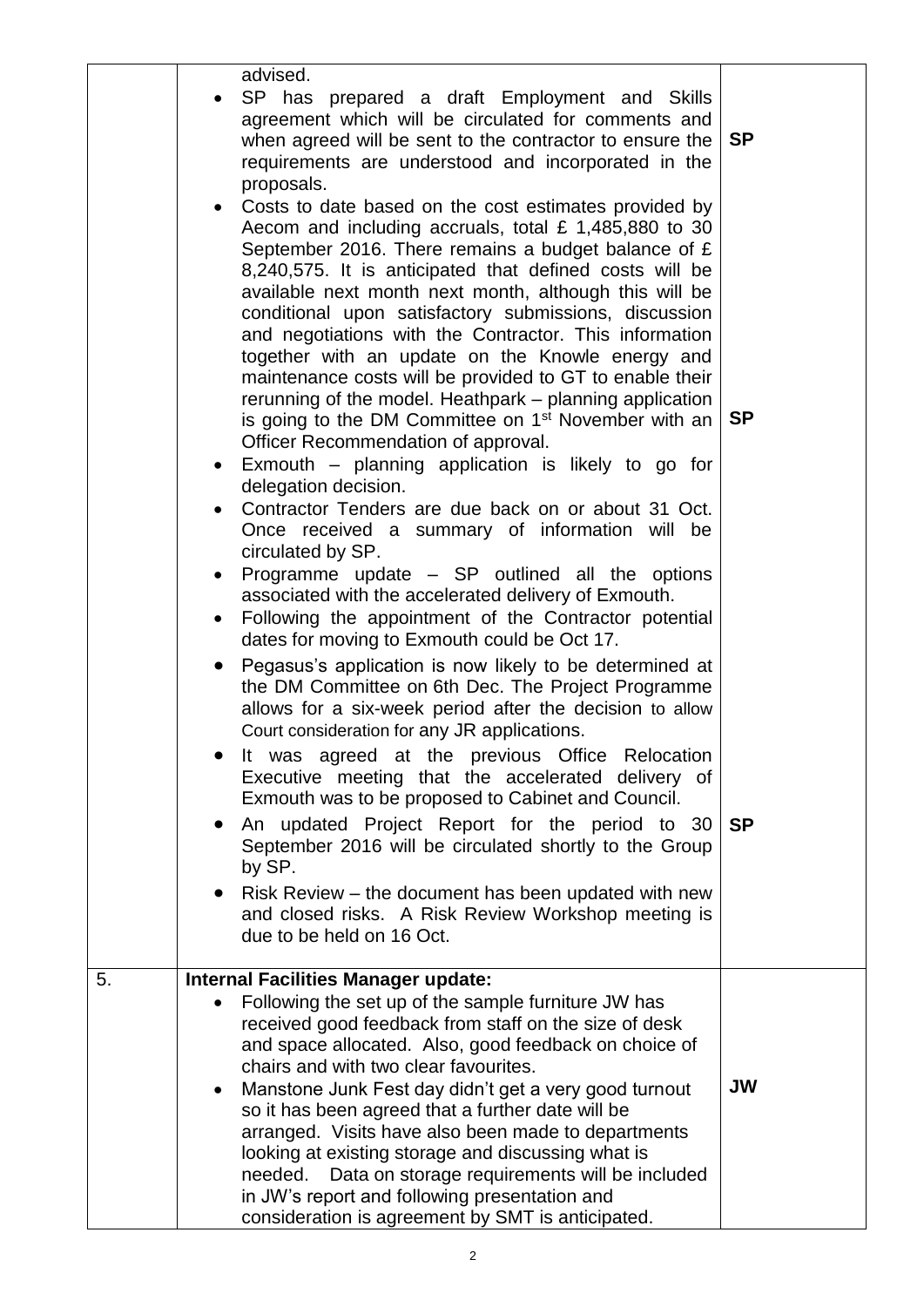| | | |
|---|---|---|
| | advised.<br>• SP has prepared a draft Employment and Skills agreement which will be circulated for comments and when agreed will be sent to the contractor to ensure the requirements are understood and incorporated in the proposals.<br>• Costs to date based on the cost estimates provided by Aecom and including accruals, total £ 1,485,880 to 30 September 2016. There remains a budget balance of £ 8,240,575. It is anticipated that defined costs will be available next month next month, although this will be conditional upon satisfactory submissions, discussion and negotiations with the Contractor. This information together with an update on the Knowle energy and maintenance costs will be provided to GT to enable their rerunning of the model. Heathpark – planning application is going to the DM Committee on 1st November with an Officer Recommendation of approval.<br>• Exmouth – planning application is likely to go for delegation decision.<br>• Contractor Tenders are due back on or about 31 Oct. Once received a summary of information will be circulated by SP.<br>• Programme update – SP outlined all the options associated with the accelerated delivery of Exmouth.<br>• Following the appointment of the Contractor potential dates for moving to Exmouth could be Oct 17.<br>• Pegasus's application is now likely to be determined at the DM Committee on 6th Dec. The Project Programme allows for a six-week period after the decision to allow Court consideration for any JR applications.<br>• It was agreed at the previous Office Relocation Executive meeting that the accelerated delivery of Exmouth was to be proposed to Cabinet and Council.<br>• An updated Project Report for the period to 30 September 2016 will be circulated shortly to the Group by SP.<br>• Risk Review – the document has been updated with new and closed risks. A Risk Review Workshop meeting is due to be held on 16 Oct. | **SP**<br><br>**SP**<br><br>**SP** |
| 5. | **Internal Facilities Manager update:**<br>• Following the set up of the sample furniture JW has received good feedback from staff on the size of desk and space allocated. Also, good feedback on choice of chairs and with two clear favourites.<br>• Manstone Junk Fest day didn't get a very good turnout so it has been agreed that a further date will be arranged. Visits have also been made to departments looking at existing storage and discussing what is needed. Data on storage requirements will be included in JW's report and following presentation and consideration is agreement by SMT is anticipated. | **JW** |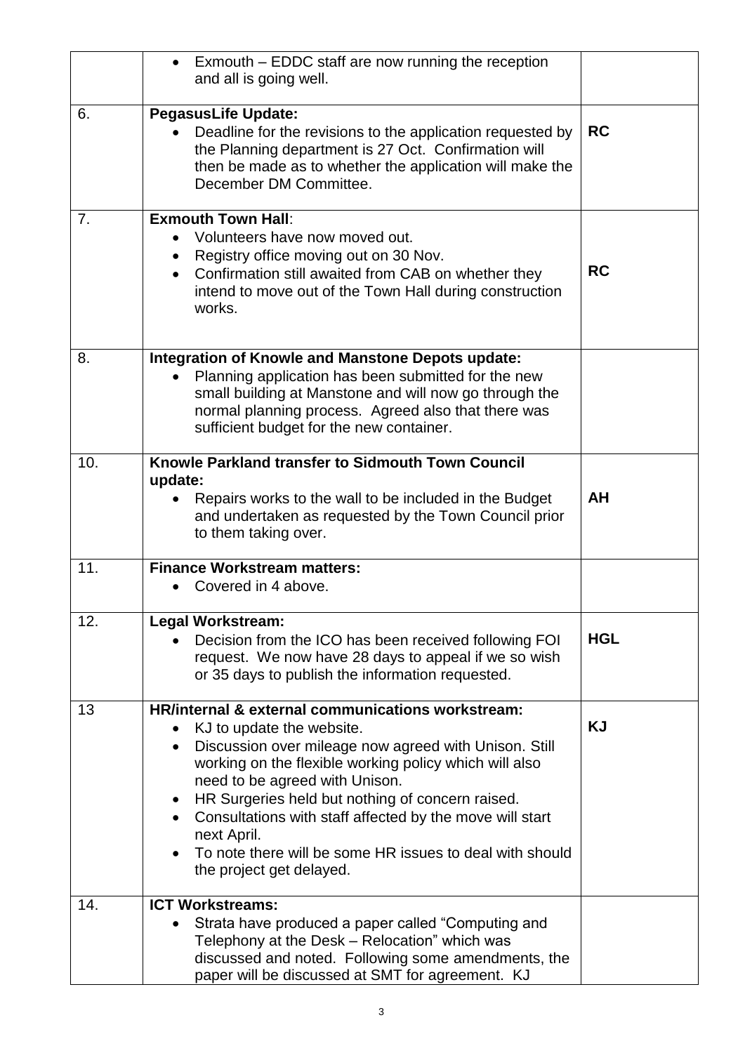| | | |
|---|---|---|
| | • Exmouth – EDDC staff are now running the reception and all is going well. | |
| 6. | **PegasusLife Update:**<br>• Deadline for the revisions to the application requested by the Planning department is 27 Oct. Confirmation will then be made as to whether the application will make the December DM Committee. | **RC** |
| 7. | **Exmouth Town Hall**:<br>• Volunteers have now moved out.<br>• Registry office moving out on 30 Nov.<br>• Confirmation still awaited from CAB on whether they intend to move out of the Town Hall during construction works. | **RC** |
| 8. | **Integration of Knowle and Manstone Depots update:**<br>• Planning application has been submitted for the new small building at Manstone and will now go through the normal planning process. Agreed also that there was sufficient budget for the new container. | |
| 10. | **Knowle Parkland transfer to Sidmouth Town Council update:**<br>• Repairs works to the wall to be included in the Budget and undertaken as requested by the Town Council prior to them taking over. | **AH** |
| 11. | **Finance Workstream matters:**<br>• Covered in 4 above. | |
| 12. | **Legal Workstream:**<br>• Decision from the ICO has been received following FOI request. We now have 28 days to appeal if we so wish or 35 days to publish the information requested. | **HGL** |
| 13 | **HR/internal & external communications workstream:**<br>• KJ to update the website.<br>• Discussion over mileage now agreed with Unison. Still working on the flexible working policy which will also need to be agreed with Unison.<br>• HR Surgeries held but nothing of concern raised.<br>• Consultations with staff affected by the move will start next April.<br>• To note there will be some HR issues to deal with should the project get delayed. | **KJ** |
| 14. | **ICT Workstreams:**<br>• Strata have produced a paper called "Computing and Telephony at the Desk – Relocation" which was discussed and noted. Following some amendments, the paper will be discussed at SMT for agreement. KJ | |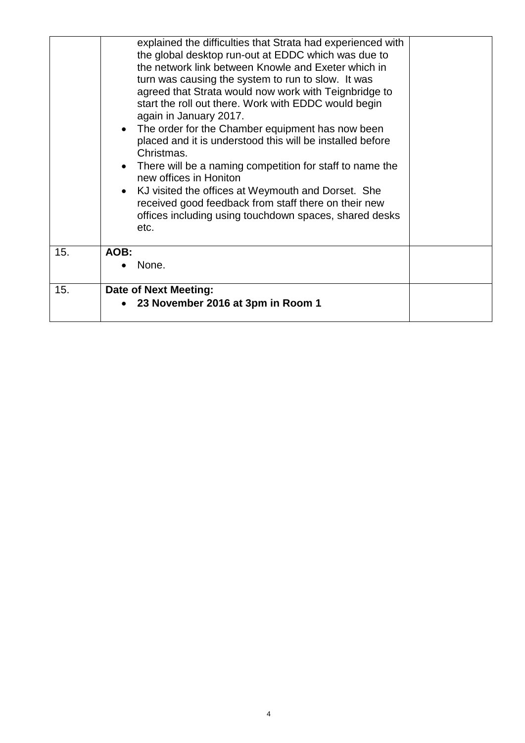| | | |
|---|---|---|
| | explained the difficulties that Strata had experienced with the global desktop run-out at EDDC which was due to the network link between Knowle and Exeter which in turn was causing the system to run to slow. It was agreed that Strata would now work with Teignbridge to start the roll out there. Work with EDDC would begin again in January 2017.<br>• The order for the Chamber equipment has now been placed and it is understood this will be installed before Christmas.<br>• There will be a naming competition for staff to name the new offices in Honiton<br>• KJ visited the offices at Weymouth and Dorset. She received good feedback from staff there on their new offices including using touchdown spaces, shared desks etc. | |
| 15. | **AOB:**<br>• None. | |
| 15. | **Date of Next Meeting:**<br>• **23 November 2016 at 3pm in Room 1** | |